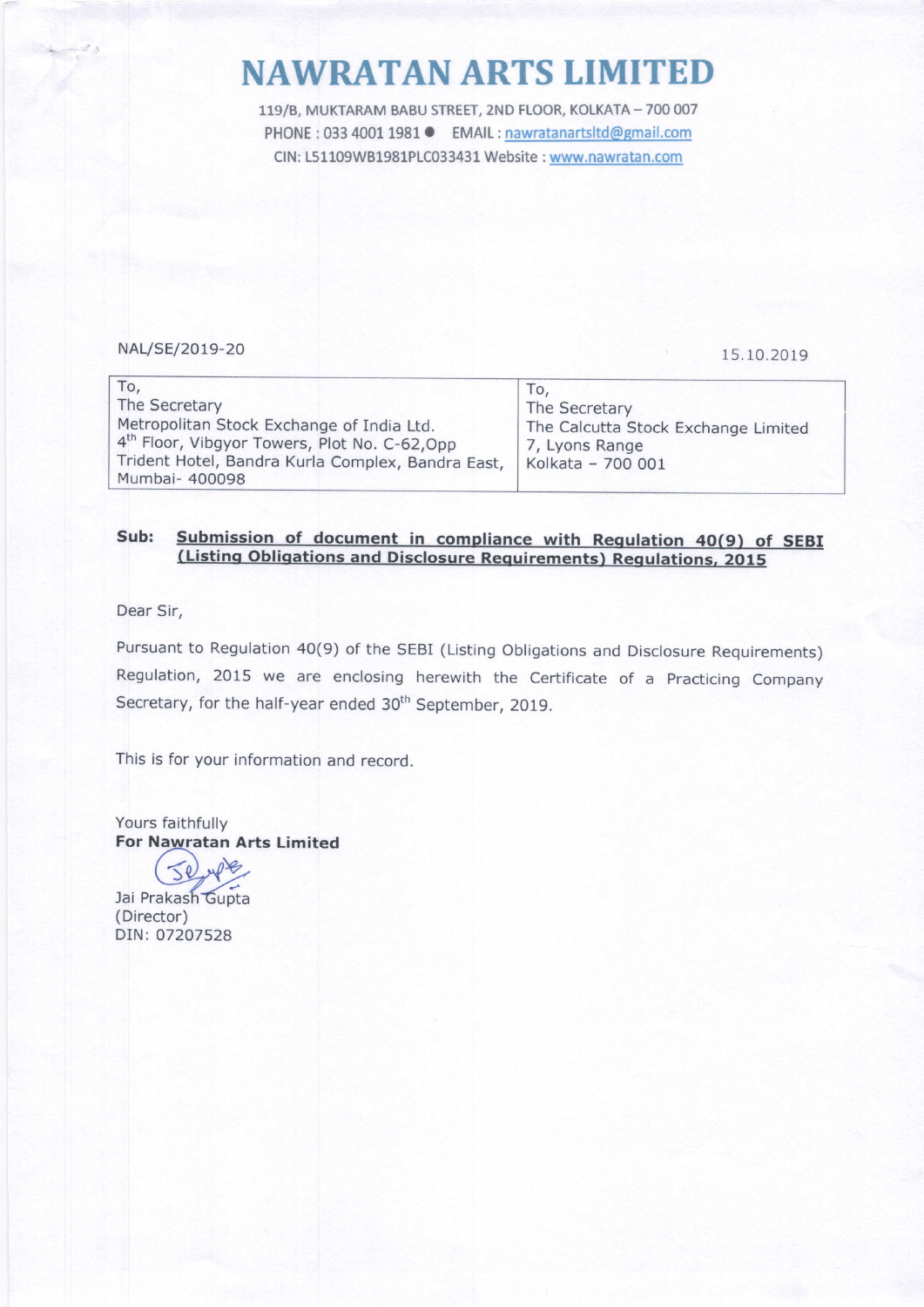# NAWRATAN ARTS LIMITED

119/B, MUKTARAM BABU STREET, 2ND FLOOR, KOLKATA – 700 007
PHONE : 033 4001 1981 ● EMAIL : nawratanartsltd@gmail.com
CIN: L51109WB1981PLC033431 Website : www.nawratan.com

NAL/SE/2019-20

15.10.2019

| To,<br>The Secretary<br>Metropolitan Stock Exchange of India Ltd.<br>4th Floor, Vibgyor Towers, Plot No. C-62,Opp Trident Hotel, Bandra Kurla Complex, Bandra East, Mumbai- 400098 | To,<br>The Secretary<br>The Calcutta Stock Exchange Limited<br>7, Lyons Range<br>Kolkata – 700 001 |
|---|---|

**Sub: Submission of document in compliance with Regulation 40(9) of SEBI (Listing Obligations and Disclosure Requirements) Regulations, 2015**

Dear Sir,

Pursuant to Regulation 40(9) of the SEBI (Listing Obligations and Disclosure Requirements) Regulation, 2015 we are enclosing herewith the Certificate of a Practicing Company Secretary, for the half-year ended 30th September, 2019.

This is for your information and record.

Yours faithfully
**For Nawratan Arts Limited**

Jai Prakash Gupta
(Director)
DIN: 07207528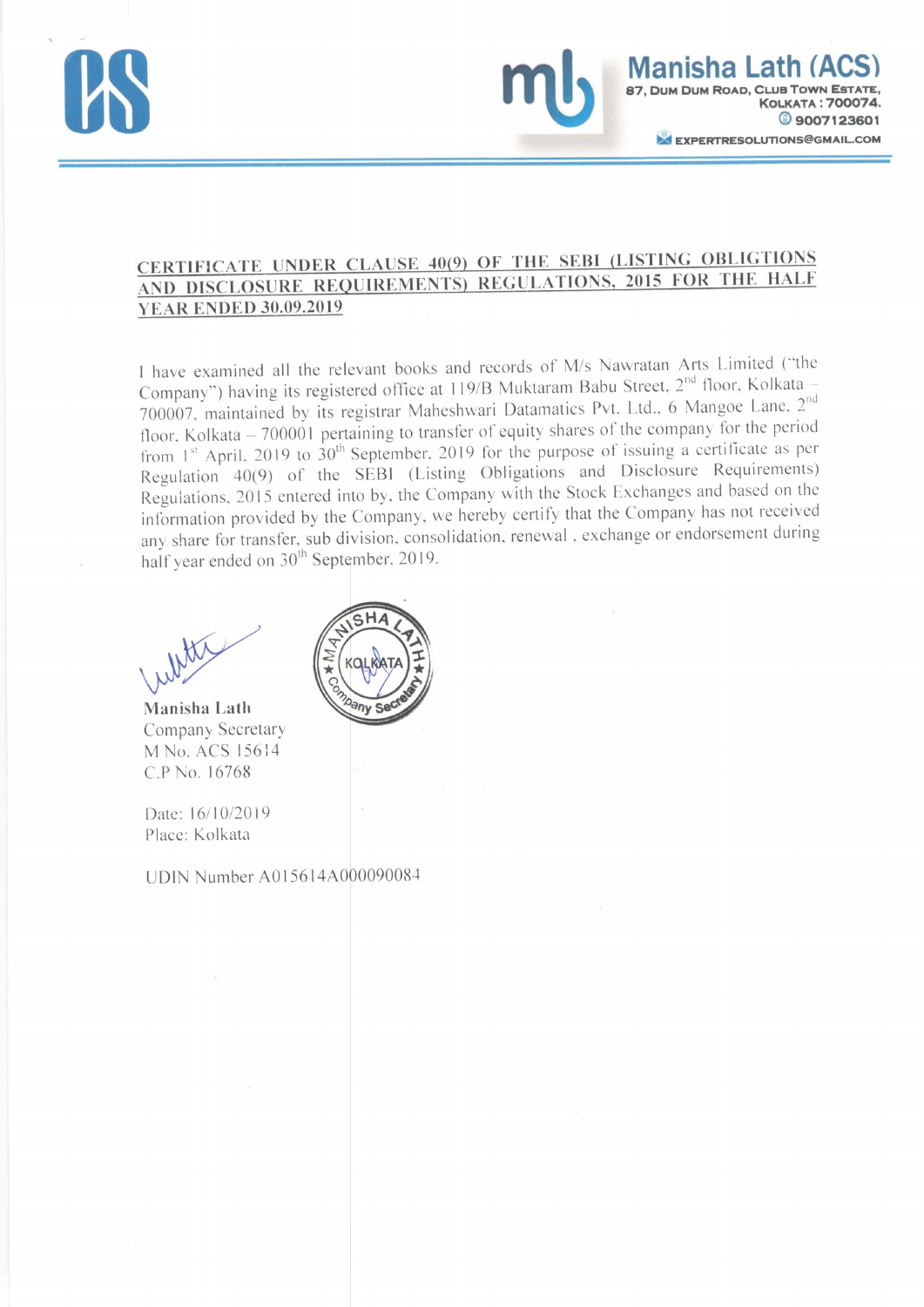**Manisha Lath (ACS)**
87, DUM DUM ROAD, CLUB TOWN ESTATE,
KOLKATA : 700074.
9007123601
EXPERTRESOLUTIONS@GMAIL.COM

## CERTIFICATE UNDER CLAUSE 40(9) OF THE SEBI (LISTING OBLIGTIONS AND DISCLOSURE REQUIREMENTS) REGULATIONS, 2015 FOR THE HALF YEAR ENDED 30.09.2019

I have examined all the relevant books and records of M/s Nawratan Arts Limited ("the Company") having its registered office at 119/B Muktaram Babu Street, 2nd floor, Kolkata – 700007, maintained by its registrar Maheshwari Datamatics Pvt. Ltd., 6 Mangoe Lane, 2nd floor, Kolkata – 700001 pertaining to transfer of equity shares of the company for the period from 1st April, 2019 to 30th September, 2019 for the purpose of issuing a certificate as per Regulation 40(9) of the SEBI (Listing Obligations and Disclosure Requirements) Regulations, 2015 entered into by, the Company with the Stock Exchanges and based on the information provided by the Company, we hereby certify that the Company has not received any share for transfer, sub division, consolidation, renewal , exchange or endorsement during half year ended on 30th September, 2019.

**Manisha Lath**
Company Secretary
M No. ACS 15614
C.P No. 16768

Date: 16/10/2019
Place: Kolkata

UDIN Number A015614A000090084